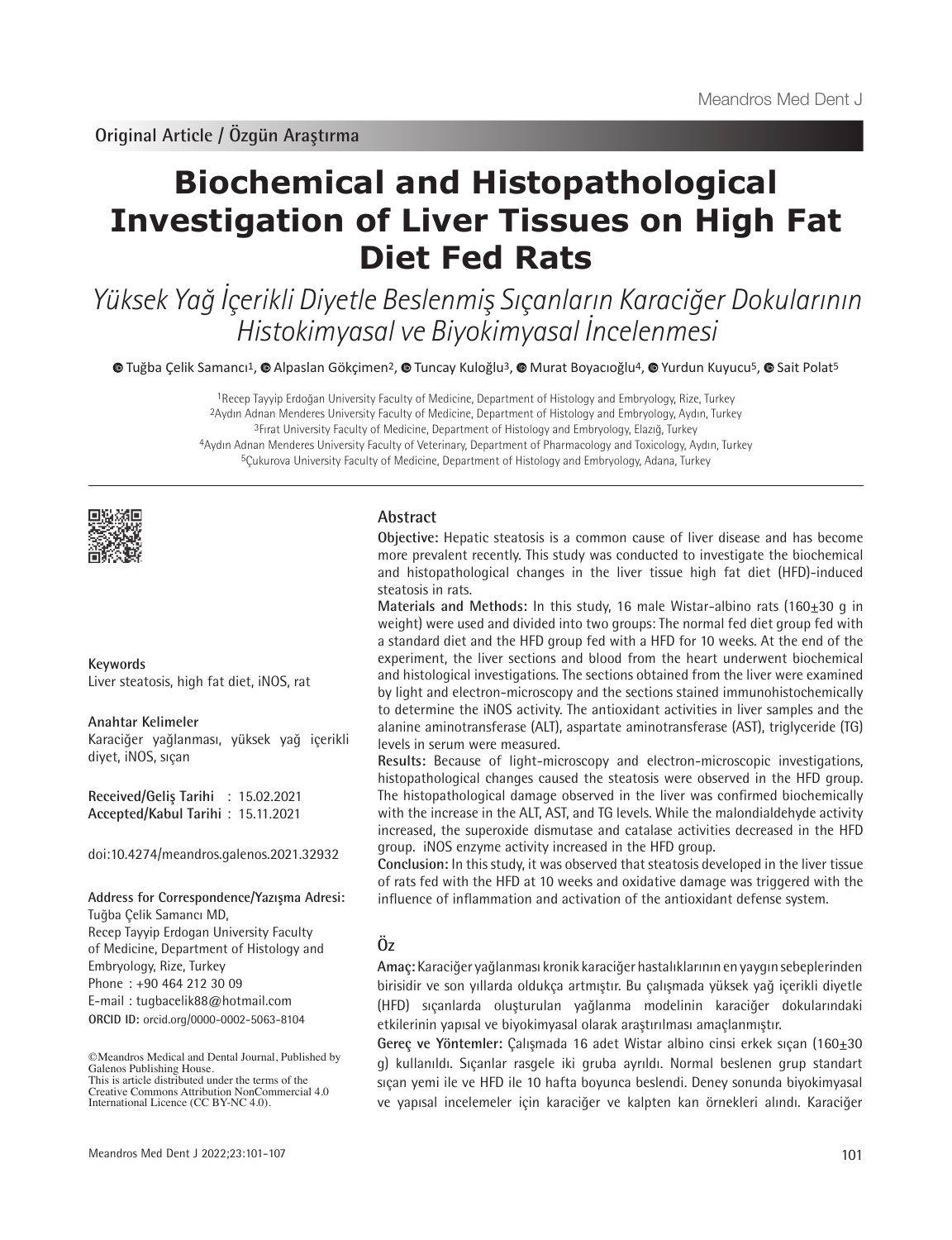Original Article / Özgün Araştırma

# Biochemical and Histopathological Investigation of Liver Tissues on High Fat Diet Fed Rats

## *Yüksek Yağ İçerikli Diyetle Beslenmiş Sıçanların Karaciğer Dokularının Histokimyasal ve Biyokimyasal İncelenmesi*

Tuğba Çelik Samancı[1], Alpaslan Gökçimen[2], Tuncay Kuloğlu[3], Murat Boyacıoğlu[4], Yurdun Kuyucu[5], Sait Polat[5]

[1]Recep Tayyip Erdoğan University Faculty of Medicine, Department of Histology and Embryology, Rize, Turkey
[2]Aydın Adnan Menderes University Faculty of Medicine, Department of Histology and Embryology, Aydın, Turkey
[3]Fırat University Faculty of Medicine, Department of Histology and Embryology, Elazığ, Turkey
[4]Aydın Adnan Menderes University Faculty of Veterinary, Department of Pharmacology and Toxicology, Aydın, Turkey
[5]Çukurova University Faculty of Medicine, Department of Histology and Embryology, Adana, Turkey

**Keywords**
Liver steatosis, high fat diet, iNOS, rat

**Anahtar Kelimeler**
Karaciğer yağlanması, yüksek yağ içerikli diyet, iNOS, sıçan

**Received/Geliş Tarihi** : 15.02.2021
**Accepted/Kabul Tarihi** : 15.11.2021

doi:10.4274/meandros.galenos.2021.32932

**Address for Correspondence/Yazışma Adresi:**
Tuğba Çelik Samancı MD,
Recep Tayyip Erdogan University Faculty of Medicine, Department of Histology and Embryology, Rize, Turkey
Phone : +90 464 212 30 09
E-mail : tugbacelik88@hotmail.com
**ORCID ID:** orcid.org/0000-0002-5063-8104

©Meandros Medical and Dental Journal, Published by Galenos Publishing House.
This is article distributed under the terms of the Creative Commons Attribution NonCommercial 4.0 International Licence (CC BY-NC 4.0).

## Abstract

**Objective:** Hepatic steatosis is a common cause of liver disease and has become more prevalent recently. This study was conducted to investigate the biochemical and histopathological changes in the liver tissue high fat diet (HFD)-induced steatosis in rats.

**Materials and Methods:** In this study, 16 male Wistar-albino rats (160±30 g in weight) were used and divided into two groups: The normal fed diet group fed with a standard diet and the HFD group fed with a HFD for 10 weeks. At the end of the experiment, the liver sections and blood from the heart underwent biochemical and histological investigations. The sections obtained from the liver were examined by light and electron-microscopy and the sections stained immunohistochemically to determine the iNOS activity. The antioxidant activities in liver samples and the alanine aminotransferase (ALT), aspartate aminotransferase (AST), triglyceride (TG) levels in serum were measured.

**Results:** Because of light-microscopy and electron-microscopic investigations, histopathological changes caused the steatosis were observed in the HFD group. The histopathological damage observed in the liver was confirmed biochemically with the increase in the ALT, AST, and TG levels. While the malondialdehyde activity increased, the superoxide dismutase and catalase activities decreased in the HFD group. iNOS enzyme activity increased in the HFD group.

**Conclusion:** In this study, it was observed that steatosis developed in the liver tissue of rats fed with the HFD at 10 weeks and oxidative damage was triggered with the influence of inflammation and activation of the antioxidant defense system.

## Öz

**Amaç:** Karaciğer yağlanması kronik karaciğer hastalıklarının en yaygın sebeplerinden birisidir ve son yıllarda oldukça artmıştır. Bu çalışmada yüksek yağ içerikli diyetle (HFD) sıçanlarda oluşturulan yağlanma modelinin karaciğer dokularındaki etkilerinin yapısal ve biyokimyasal olarak araştırılması amaçlanmıştır.

**Gereç ve Yöntemler:** Çalışmada 16 adet Wistar albino cinsi erkek sıçan (160±30 g) kullanıldı. Sıçanlar rasgele iki gruba ayrıldı. Normal beslenen grup standart sıçan yemi ile ve HFD ile 10 hafta boyunca beslendi. Deney sonunda biyokimyasal ve yapısal incelemeler için karaciğer ve kalpten kan örnekleri alındı. Karaciğer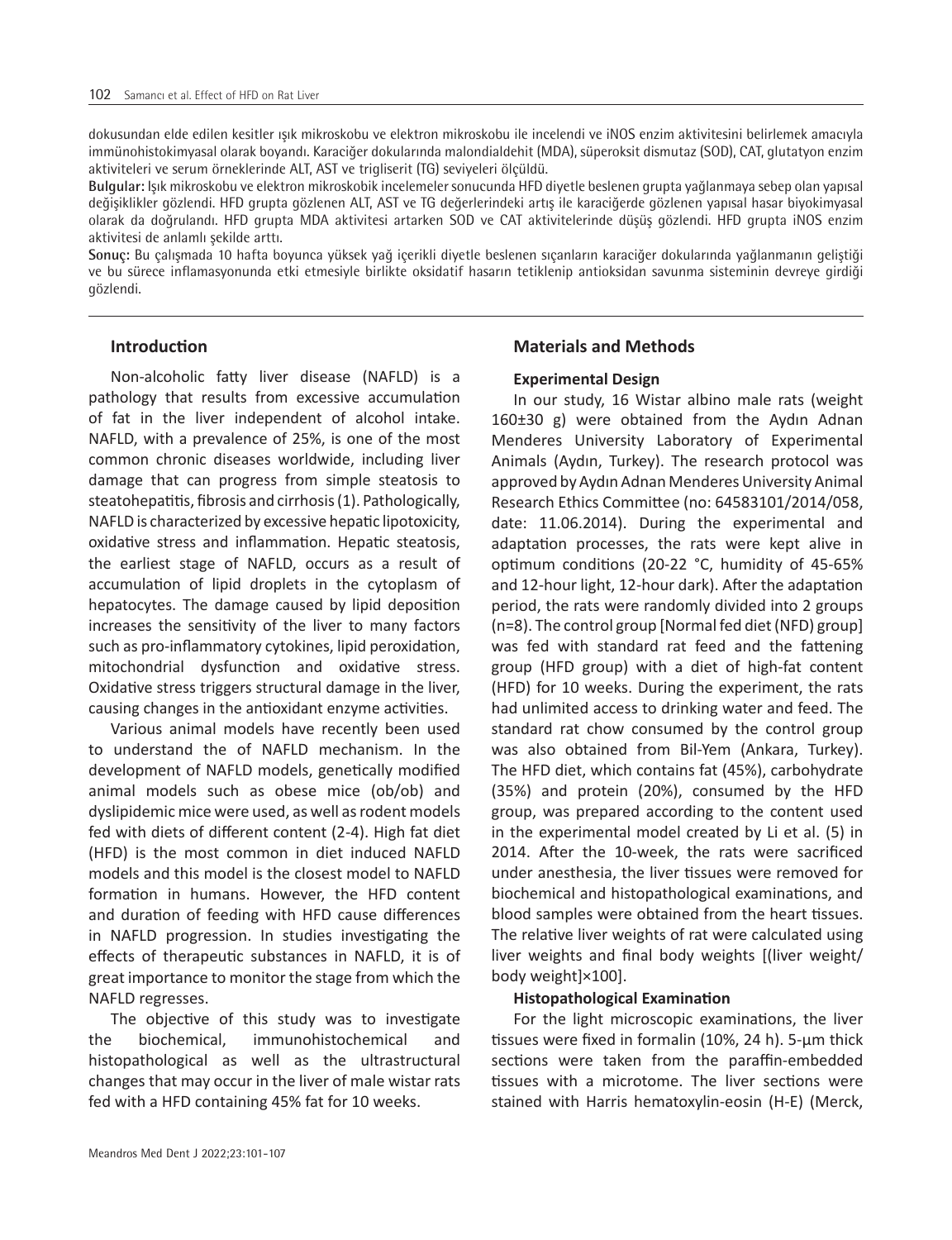dokusundan elde edilen kesitler ışık mikroskobu ve elektron mikroskobu ile incelendi ve iNOS enzim aktivitesini belirlemek amacıyla immünohistokimyasal olarak boyandı. Karaciğer dokularında malondialdehit (MDA), süperoksit dismutaz (SOD), CAT, glutatyon enzim aktiviteleri ve serum örneklerinde ALT, AST ve trigliserit (TG) seviyeleri ölçüldü.

**Bulgular:** Işık mikroskobu ve elektron mikroskobik incelemeler sonucunda HFD diyetle beslenen grupta yağlanmaya sebep olan yapısal değişiklikler gözlendi. HFD grupta gözlenen ALT, AST ve TG değerlerindeki artış ile karaciğerde gözlenen yapısal hasar biyokimyasal olarak da doğrulandı. HFD grupta MDA aktivitesi artarken SOD ve CAT aktivitelerinde düşüş gözlendi. HFD grupta iNOS enzim aktivitesi de anlamlı şekilde arttı.

**Sonuç:** Bu çalışmada 10 hafta boyunca yüksek yağ içerikli diyetle beslenen sıçanların karaciğer dokularında yağlanmanın geliştiği ve bu sürece inflamasyonunda etki etmesiyle birlikte oksidatif hasarın tetiklenip antioksidan savunma sisteminin devreye girdiği gözlendi.

## Introduction

Non-alcoholic fatty liver disease (NAFLD) is a pathology that results from excessive accumulation of fat in the liver independent of alcohol intake. NAFLD, with a prevalence of 25%, is one of the most common chronic diseases worldwide, including liver damage that can progress from simple steatosis to steatohepatitis, fibrosis and cirrhosis (1). Pathologically, NAFLD is characterized by excessive hepatic lipotoxicity, oxidative stress and inflammation. Hepatic steatosis, the earliest stage of NAFLD, occurs as a result of accumulation of lipid droplets in the cytoplasm of hepatocytes. The damage caused by lipid deposition increases the sensitivity of the liver to many factors such as pro-inflammatory cytokines, lipid peroxidation, mitochondrial dysfunction and oxidative stress. Oxidative stress triggers structural damage in the liver, causing changes in the antioxidant enzyme activities.

Various animal models have recently been used to understand the of NAFLD mechanism. In the development of NAFLD models, genetically modified animal models such as obese mice (ob/ob) and dyslipidemic mice were used, as well as rodent models fed with diets of different content (2-4). High fat diet (HFD) is the most common in diet induced NAFLD models and this model is the closest model to NAFLD formation in humans. However, the HFD content and duration of feeding with HFD cause differences in NAFLD progression. In studies investigating the effects of therapeutic substances in NAFLD, it is of great importance to monitor the stage from which the NAFLD regresses.

The objective of this study was to investigate the biochemical, immunohistochemical and histopathological as well as the ultrastructural changes that may occur in the liver of male wistar rats fed with a HFD containing 45% fat for 10 weeks.

## Materials and Methods

### Experimental Design

In our study, 16 Wistar albino male rats (weight 160±30 g) were obtained from the Aydın Adnan Menderes University Laboratory of Experimental Animals (Aydın, Turkey). The research protocol was approved by Aydın Adnan Menderes University Animal Research Ethics Committee (no: 64583101/2014/058, date: 11.06.2014). During the experimental and adaptation processes, the rats were kept alive in optimum conditions (20-22 °C, humidity of 45-65% and 12-hour light, 12-hour dark). After the adaptation period, the rats were randomly divided into 2 groups (n=8). The control group [Normal fed diet (NFD) group] was fed with standard rat feed and the fattening group (HFD group) with a diet of high-fat content (HFD) for 10 weeks. During the experiment, the rats had unlimited access to drinking water and feed. The standard rat chow consumed by the control group was also obtained from Bil-Yem (Ankara, Turkey). The HFD diet, which contains fat (45%), carbohydrate (35%) and protein (20%), consumed by the HFD group, was prepared according to the content used in the experimental model created by Li et al. (5) in 2014. After the 10-week, the rats were sacrificed under anesthesia, the liver tissues were removed for biochemical and histopathological examinations, and blood samples were obtained from the heart tissues. The relative liver weights of rat were calculated using liver weights and final body weights [(liver weight/body weight)×100].

### Histopathological Examination

For the light microscopic examinations, the liver tissues were fixed in formalin (10%, 24 h). 5-µm thick sections were taken from the paraffin-embedded tissues with a microtome. The liver sections were stained with Harris hematoxylin-eosin (H-E) (Merck,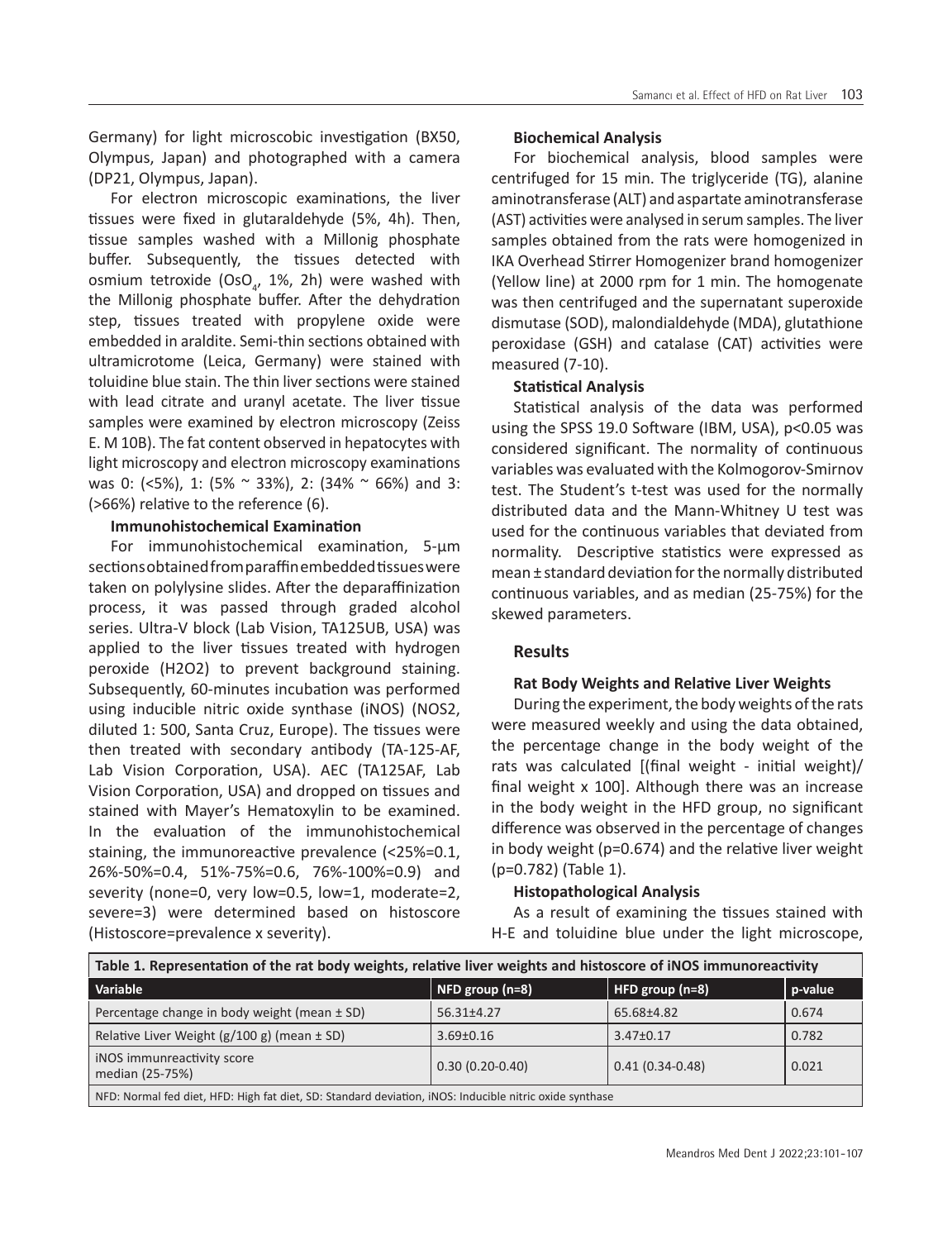Germany) for light microscobic investigation (BX50, Olympus, Japan) and photographed with a camera (DP21, Olympus, Japan).

For electron microscopic examinations, the liver tissues were fixed in glutaraldehyde (5%, 4h). Then, tissue samples washed with a Millonig phosphate buffer. Subsequently, the tissues detected with osmium tetroxide ($OsO_4$, 1%, 2h) were washed with the Millonig phosphate buffer. After the dehydration step, tissues treated with propylene oxide were embedded in araldite. Semi-thin sections obtained with ultramicrotome (Leica, Germany) were stained with toluidine blue stain. The thin liver sections were stained with lead citrate and uranyl acetate. The liver tissue samples were examined by electron microscopy (Zeiss E. M 10B). The fat content observed in hepatocytes with light microscopy and electron microscopy examinations was 0: (<5%), 1: (5% ~ 33%), 2: (34% ~ 66%) and 3: (>66%) relative to the reference (6).

**Immunohistochemical Examination**

For immunohistochemical examination, 5-µm sections obtained from paraffin embedded tissues were taken on polylysine slides. After the deparaffinization process, it was passed through graded alcohol series. Ultra-V block (Lab Vision, TA125UB, USA) was applied to the liver tissues treated with hydrogen peroxide (H2O2) to prevent background staining. Subsequently, 60-minutes incubation was performed using inducible nitric oxide synthase (iNOS) (NOS2, diluted 1: 500, Santa Cruz, Europe). The tissues were then treated with secondary antibody (TA-125-AF, Lab Vision Corporation, USA). AEC (TA125AF, Lab Vision Corporation, USA) and dropped on tissues and stained with Mayer's Hematoxylin to be examined. In the evaluation of the immunohistochemical staining, the immunoreactive prevalence (<25%=0.1, 26%-50%=0.4, 51%-75%=0.6, 76%-100%=0.9) and severity (none=0, very low=0.5, low=1, moderate=2, severe=3) were determined based on histoscore (Histoscore=prevalence x severity).

**Biochemical Analysis**

For biochemical analysis, blood samples were centrifuged for 15 min. The triglyceride (TG), alanine aminotransferase (ALT) and aspartate aminotransferase (AST) activities were analysed in serum samples. The liver samples obtained from the rats were homogenized in IKA Overhead Stirrer Homogenizer brand homogenizer (Yellow line) at 2000 rpm for 1 min. The homogenate was then centrifuged and the supernatant superoxide dismutase (SOD), malondialdehyde (MDA), glutathione peroxidase (GSH) and catalase (CAT) activities were measured (7-10).

**Statistical Analysis**

Statistical analysis of the data was performed using the SPSS 19.0 Software (IBM, USA), $p<0.05$ was considered significant. The normality of continuous variables was evaluated with the Kolmogorov-Smirnov test. The Student's t-test was used for the normally distributed data and the Mann-Whitney U test was used for the continuous variables that deviated from normality. Descriptive statistics were expressed as mean ± standard deviation for the normally distributed continuous variables, and as median (25-75%) for the skewed parameters.

## Results

**Rat Body Weights and Relative Liver Weights**

During the experiment, the body weights of the rats were measured weekly and using the data obtained, the percentage change in the body weight of the rats was calculated [(final weight - initial weight)/ final weight x 100]. Although there was an increase in the body weight in the HFD group, no significant difference was observed in the percentage of changes in body weight ($p=0.674$) and the relative liver weight ($p=0.782$) (Table 1).

**Histopathological Analysis**

As a result of examining the tissues stained with H-E and toluidine blue under the light microscope,

**Table 1. Representation of the rat body weights, relative liver weights and histoscore of iNOS immunoreactivity**

| Variable | NFD group (n=8) | HFD group (n=8) | p-value |
|---|---|---|---|
| Percentage change in body weight (mean ± SD) | 56.31±4.27 | 65.68±4.82 | 0.674 |
| Relative Liver Weight (g/100 g) (mean ± SD) | 3.69±0.16 | 3.47±0.17 | 0.782 |
| iNOS immunreactivity score median (25-75%) | 0.30 (0.20-0.40) | 0.41 (0.34-0.48) | 0.021 |

NFD: Normal fed diet, HFD: High fat diet, SD: Standard deviation, iNOS: Inducible nitric oxide synthase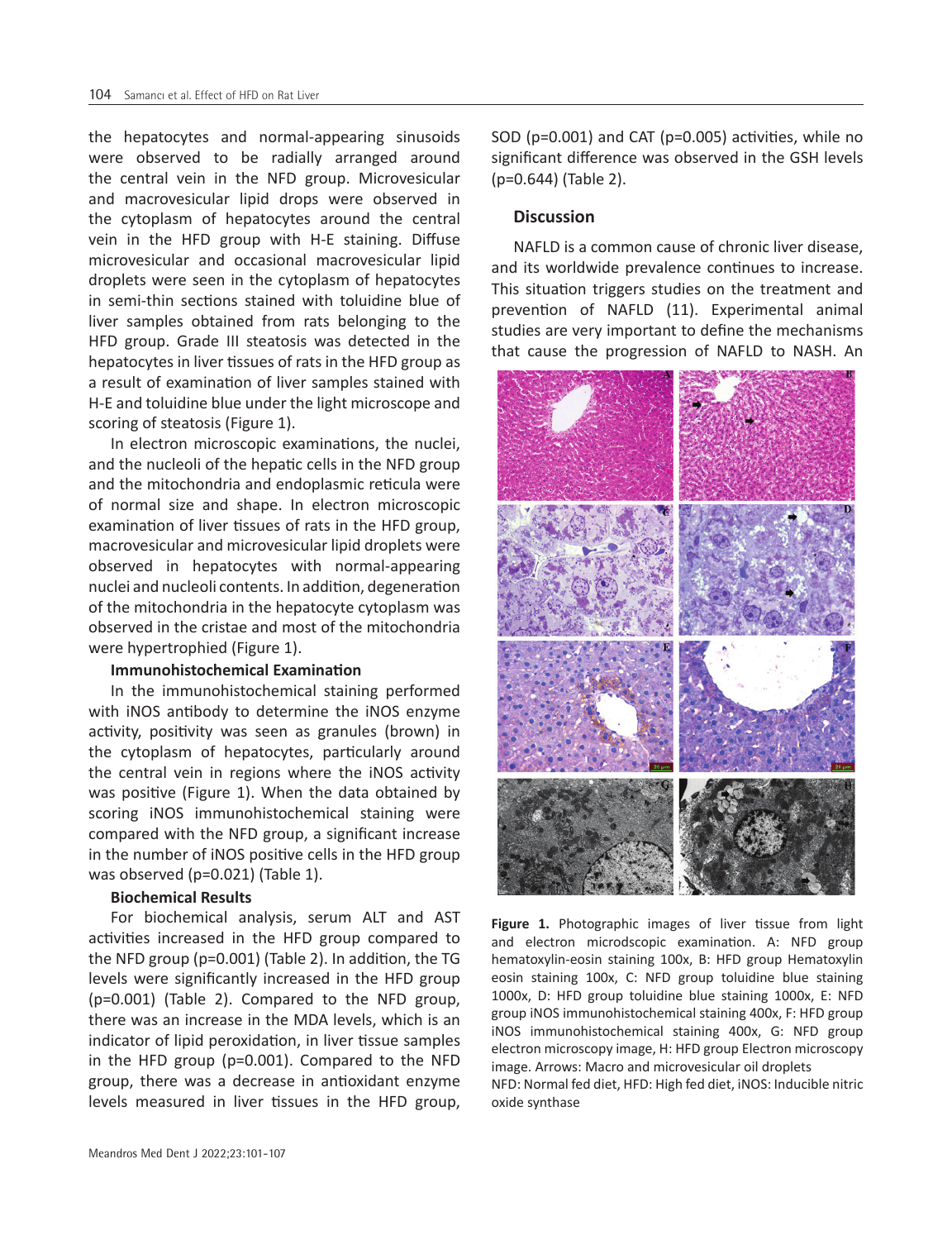the hepatocytes and normal-appearing sinusoids were observed to be radially arranged around the central vein in the NFD group. Microvesicular and macrovesicular lipid drops were observed in the cytoplasm of hepatocytes around the central vein in the HFD group with H-E staining. Diffuse microvesicular and occasional macrovesicular lipid droplets were seen in the cytoplasm of hepatocytes in semi-thin sections stained with toluidine blue of liver samples obtained from rats belonging to the HFD group. Grade III steatosis was detected in the hepatocytes in liver tissues of rats in the HFD group as a result of examination of liver samples stained with H-E and toluidine blue under the light microscope and scoring of steatosis (Figure 1).

In electron microscopic examinations, the nuclei, and the nucleoli of the hepatic cells in the NFD group and the mitochondria and endoplasmic reticula were of normal size and shape. In electron microscopic examination of liver tissues of rats in the HFD group, macrovesicular and microvesicular lipid droplets were observed in hepatocytes with normal-appearing nuclei and nucleoli contents. In addition, degeneration of the mitochondria in the hepatocyte cytoplasm was observed in the cristae and most of the mitochondria were hypertrophied (Figure 1).

**Immunohistochemical Examination**

In the immunohistochemical staining performed with iNOS antibody to determine the iNOS enzyme activity, positivity was seen as granules (brown) in the cytoplasm of hepatocytes, particularly around the central vein in regions where the iNOS activity was positive (Figure 1). When the data obtained by scoring iNOS immunohistochemical staining were compared with the NFD group, a significant increase in the number of iNOS positive cells in the HFD group was observed (p=0.021) (Table 1).

**Biochemical Results**

For biochemical analysis, serum ALT and AST activities increased in the HFD group compared to the NFD group (p=0.001) (Table 2). In addition, the TG levels were significantly increased in the HFD group (p=0.001) (Table 2). Compared to the NFD group, there was an increase in the MDA levels, which is an indicator of lipid peroxidation, in liver tissue samples in the HFD group (p=0.001). Compared to the NFD group, there was a decrease in antioxidant enzyme levels measured in liver tissues in the HFD group, SOD (p=0.001) and CAT (p=0.005) activities, while no significant difference was observed in the GSH levels (p=0.644) (Table 2).

## Discussion

NAFLD is a common cause of chronic liver disease, and its worldwide prevalence continues to increase. This situation triggers studies on the treatment and prevention of NAFLD (11). Experimental animal studies are very important to define the mechanisms that cause the progression of NAFLD to NASH. An

**Figure 1.** Photographic images of liver tissue from light and electron microdscopic examination. A: NFD group hematoxylin-eosin staining 100x, B: HFD group Hematoxylin eosin staining 100x, C: NFD group toluidine blue staining 1000x, D: HFD group toluidine blue staining 1000x, E: NFD group iNOS immunohistochemical staining 400x, F: HFD group iNOS immunohistochemical staining 400x, G: NFD group electron microscopy image, H: HFD group Electron microscopy image. Arrows: Macro and microvesicular oil droplets
NFD: Normal fed diet, HFD: High fed diet, iNOS: Inducible nitric oxide synthase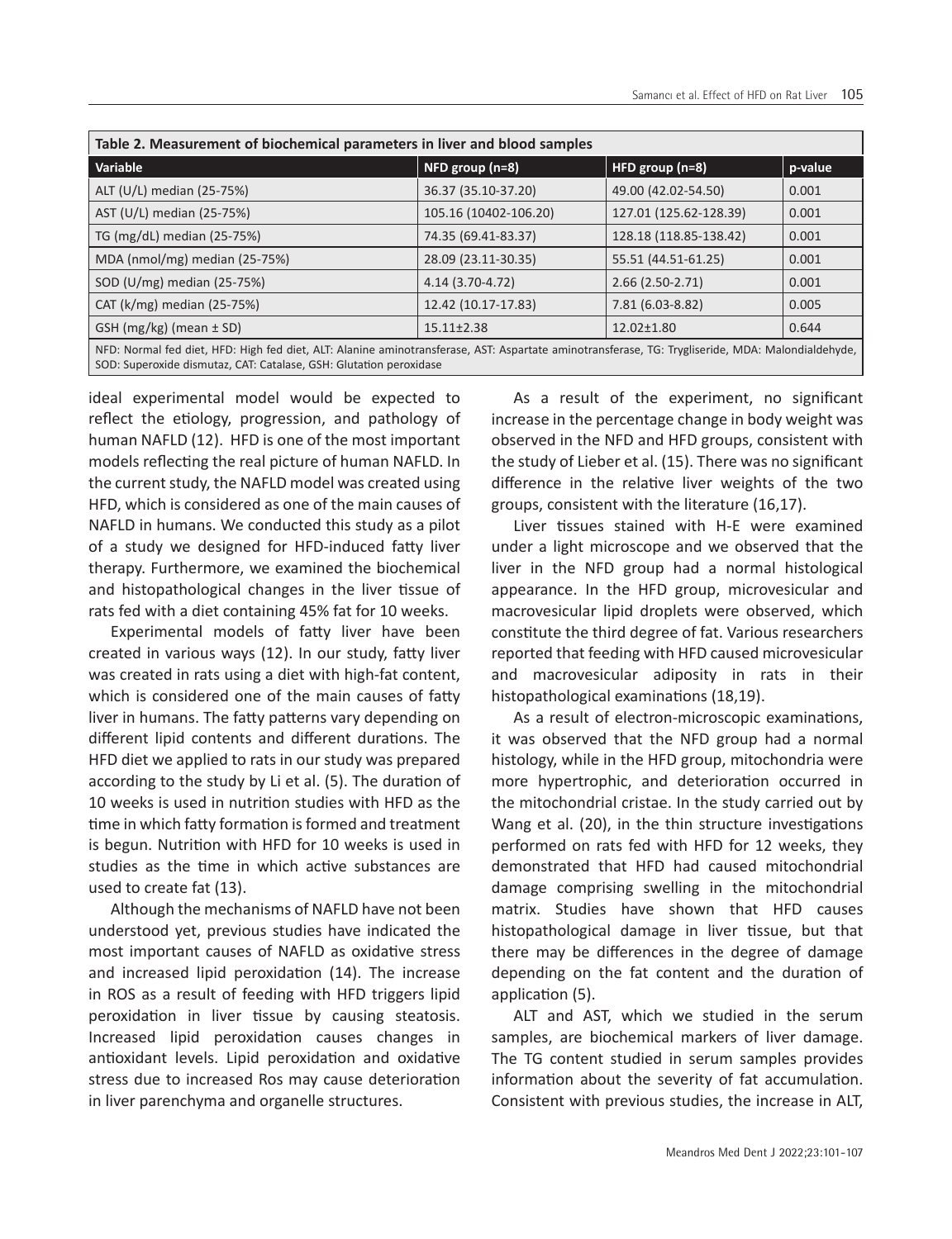**Table 2. Measurement of biochemical parameters in liver and blood samples**

| Variable | NFD group (n=8) | HFD group (n=8) | p-value |
|---|---|---|---|
| ALT (U/L) median (25-75%) | 36.37 (35.10-37.20) | 49.00 (42.02-54.50) | 0.001 |
| AST (U/L) median (25-75%) | 105.16 (10402-106.20) | 127.01 (125.62-128.39) | 0.001 |
| TG (mg/dL) median (25-75%) | 74.35 (69.41-83.37) | 128.18 (118.85-138.42) | 0.001 |
| MDA (nmol/mg) median (25-75%) | 28.09 (23.11-30.35) | 55.51 (44.51-61.25) | 0.001 |
| SOD (U/mg) median (25-75%) | 4.14 (3.70-4.72) | 2.66 (2.50-2.71) | 0.001 |
| CAT (k/mg) median (25-75%) | 12.42 (10.17-17.83) | 7.81 (6.03-8.82) | 0.005 |
| GSH (mg/kg) (mean ± SD) | 15.11±2.38 | 12.02±1.80 | 0.644 |

NFD: Normal fed diet, HFD: High fed diet, ALT: Alanine aminotransferase, AST: Aspartate aminotransferase, TG: Trygliseride, MDA: Malondialdehyde, SOD: Superoxide dismutaz, CAT: Catalase, GSH: Glutation peroxidase

ideal experimental model would be expected to reflect the etiology, progression, and pathology of human NAFLD (12). HFD is one of the most important models reflecting the real picture of human NAFLD. In the current study, the NAFLD model was created using HFD, which is considered as one of the main causes of NAFLD in humans. We conducted this study as a pilot of a study we designed for HFD-induced fatty liver therapy. Furthermore, we examined the biochemical and histopathological changes in the liver tissue of rats fed with a diet containing 45% fat for 10 weeks.

Experimental models of fatty liver have been created in various ways (12). In our study, fatty liver was created in rats using a diet with high-fat content, which is considered one of the main causes of fatty liver in humans. The fatty patterns vary depending on different lipid contents and different durations. The HFD diet we applied to rats in our study was prepared according to the study by Li et al. (5). The duration of 10 weeks is used in nutrition studies with HFD as the time in which fatty formation is formed and treatment is begun. Nutrition with HFD for 10 weeks is used in studies as the time in which active substances are used to create fat (13).

Although the mechanisms of NAFLD have not been understood yet, previous studies have indicated the most important causes of NAFLD as oxidative stress and increased lipid peroxidation (14). The increase in ROS as a result of feeding with HFD triggers lipid peroxidation in liver tissue by causing steatosis. Increased lipid peroxidation causes changes in antioxidant levels. Lipid peroxidation and oxidative stress due to increased Ros may cause deterioration in liver parenchyma and organelle structures.

As a result of the experiment, no significant increase in the percentage change in body weight was observed in the NFD and HFD groups, consistent with the study of Lieber et al. (15). There was no significant difference in the relative liver weights of the two groups, consistent with the literature (16,17).

Liver tissues stained with H-E were examined under a light microscope and we observed that the liver in the NFD group had a normal histological appearance. In the HFD group, microvesicular and macrovesicular lipid droplets were observed, which constitute the third degree of fat. Various researchers reported that feeding with HFD caused microvesicular and macrovesicular adiposity in rats in their histopathological examinations (18,19).

As a result of electron-microscopic examinations, it was observed that the NFD group had a normal histology, while in the HFD group, mitochondria were more hypertrophic, and deterioration occurred in the mitochondrial cristae. In the study carried out by Wang et al. (20), in the thin structure investigations performed on rats fed with HFD for 12 weeks, they demonstrated that HFD had caused mitochondrial damage comprising swelling in the mitochondrial matrix. Studies have shown that HFD causes histopathological damage in liver tissue, but that there may be differences in the degree of damage depending on the fat content and the duration of application (5).

ALT and AST, which we studied in the serum samples, are biochemical markers of liver damage. The TG content studied in serum samples provides information about the severity of fat accumulation. Consistent with previous studies, the increase in ALT,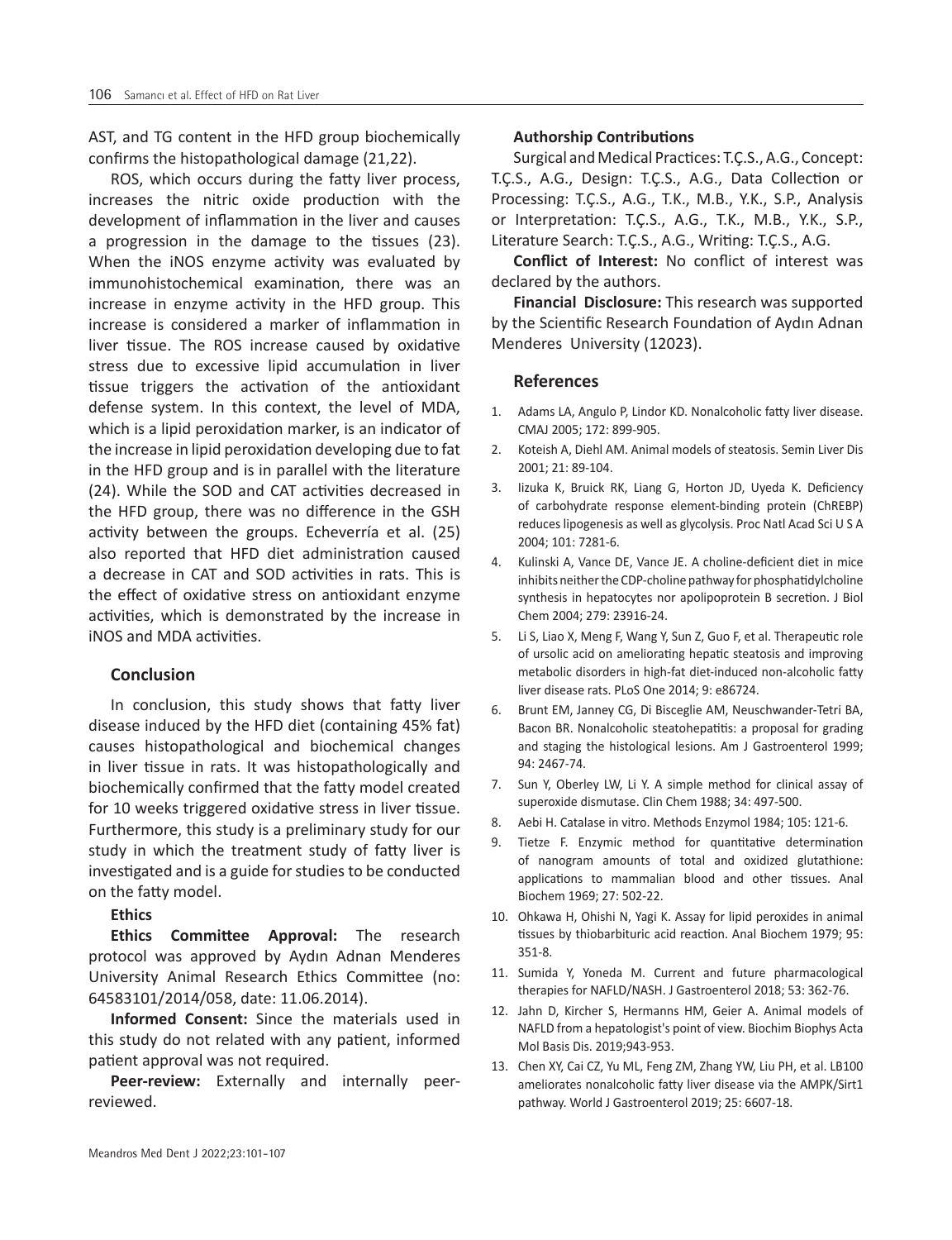AST, and TG content in the HFD group biochemically confirms the histopathological damage (21,22).

ROS, which occurs during the fatty liver process, increases the nitric oxide production with the development of inflammation in the liver and causes a progression in the damage to the tissues (23). When the iNOS enzyme activity was evaluated by immunohistochemical examination, there was an increase in enzyme activity in the HFD group. This increase is considered a marker of inflammation in liver tissue. The ROS increase caused by oxidative stress due to excessive lipid accumulation in liver tissue triggers the activation of the antioxidant defense system. In this context, the level of MDA, which is a lipid peroxidation marker, is an indicator of the increase in lipid peroxidation developing due to fat in the HFD group and is in parallel with the literature (24). While the SOD and CAT activities decreased in the HFD group, there was no difference in the GSH activity between the groups. Echeverría et al. (25) also reported that HFD diet administration caused a decrease in CAT and SOD activities in rats. This is the effect of oxidative stress on antioxidant enzyme activities, which is demonstrated by the increase in iNOS and MDA activities.

## Conclusion

In conclusion, this study shows that fatty liver disease induced by the HFD diet (containing 45% fat) causes histopathological and biochemical changes in liver tissue in rats. It was histopathologically and biochemically confirmed that the fatty model created for 10 weeks triggered oxidative stress in liver tissue. Furthermore, this study is a preliminary study for our study in which the treatment study of fatty liver is investigated and is a guide for studies to be conducted on the fatty model.

**Ethics**

**Ethics Committee Approval:** The research protocol was approved by Aydın Adnan Menderes University Animal Research Ethics Committee (no: 64583101/2014/058, date: 11.06.2014).

**Informed Consent:** Since the materials used in this study do not related with any patient, informed patient approval was not required.

**Peer-review:** Externally and internally peer-reviewed.

**Authorship Contributions**

Surgical and Medical Practices: T.Ç.S., A.G., Concept: T.Ç.S., A.G., Design: T.Ç.S., A.G., Data Collection or Processing: T.Ç.S., A.G., T.K., M.B., Y.K., S.P., Analysis or Interpretation: T.Ç.S., A.G., T.K., M.B., Y.K., S.P., Literature Search: T.Ç.S., A.G., Writing: T.Ç.S., A.G.

**Conflict of Interest:** No conflict of interest was declared by the authors.

**Financial Disclosure:** This research was supported by the Scientific Research Foundation of Aydın Adnan Menderes University (12023).

## References

1. Adams LA, Angulo P, Lindor KD. Nonalcoholic fatty liver disease. CMAJ 2005; 172: 899-905.
2. Koteish A, Diehl AM. Animal models of steatosis. Semin Liver Dis 2001; 21: 89-104.
3. Iizuka K, Bruick RK, Liang G, Horton JD, Uyeda K. Deficiency of carbohydrate response element-binding protein (ChREBP) reduces lipogenesis as well as glycolysis. Proc Natl Acad Sci U S A 2004; 101: 7281-6.
4. Kulinski A, Vance DE, Vance JE. A choline-deficient diet in mice inhibits neither the CDP-choline pathway for phosphatidylcholine synthesis in hepatocytes nor apolipoprotein B secretion. J Biol Chem 2004; 279: 23916-24.
5. Li S, Liao X, Meng F, Wang Y, Sun Z, Guo F, et al. Therapeutic role of ursolic acid on ameliorating hepatic steatosis and improving metabolic disorders in high-fat diet-induced non-alcoholic fatty liver disease rats. PLoS One 2014; 9: e86724.
6. Brunt EM, Janney CG, Di Bisceglie AM, Neuschwander-Tetri BA, Bacon BR. Nonalcoholic steatohepatitis: a proposal for grading and staging the histological lesions. Am J Gastroenterol 1999; 94: 2467-74.
7. Sun Y, Oberley LW, Li Y. A simple method for clinical assay of superoxide dismutase. Clin Chem 1988; 34: 497-500.
8. Aebi H. Catalase in vitro. Methods Enzymol 1984; 105: 121-6.
9. Tietze F. Enzymic method for quantitative determination of nanogram amounts of total and oxidized glutathione: applications to mammalian blood and other tissues. Anal Biochem 1969; 27: 502-22.
10. Ohkawa H, Ohishi N, Yagi K. Assay for lipid peroxides in animal tissues by thiobarbituric acid reaction. Anal Biochem 1979; 95: 351-8.
11. Sumida Y, Yoneda M. Current and future pharmacological therapies for NAFLD/NASH. J Gastroenterol 2018; 53: 362-76.
12. Jahn D, Kircher S, Hermanns HM, Geier A. Animal models of NAFLD from a hepatologist's point of view. Biochim Biophys Acta Mol Basis Dis. 2019;943-953.
13. Chen XY, Cai CZ, Yu ML, Feng ZM, Zhang YW, Liu PH, et al. LB100 ameliorates nonalcoholic fatty liver disease via the AMPK/Sirt1 pathway. World J Gastroenterol 2019; 25: 6607-18.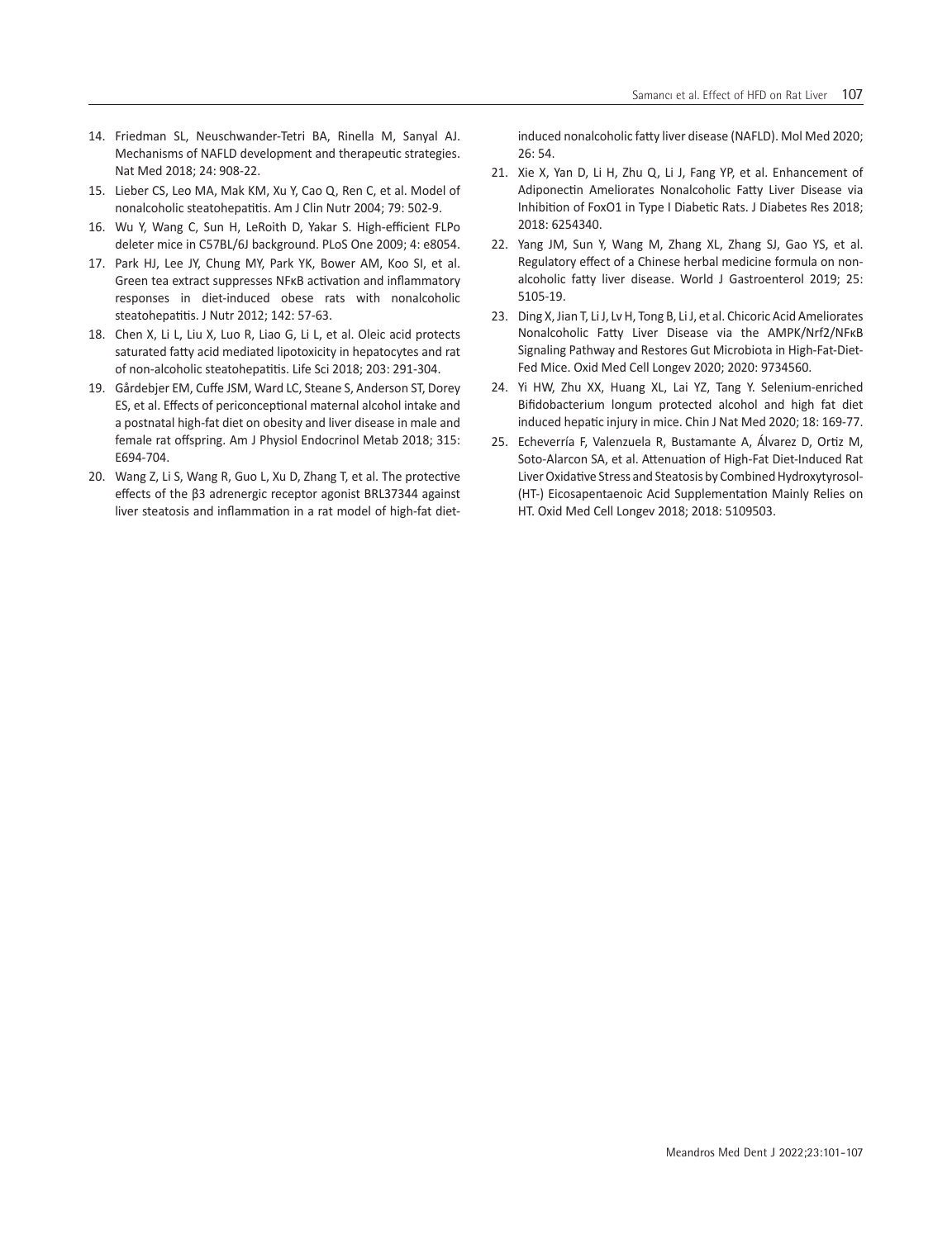14. Friedman SL, Neuschwander-Tetri BA, Rinella M, Sanyal AJ. Mechanisms of NAFLD development and therapeutic strategies. Nat Med 2018; 24: 908-22.
15. Lieber CS, Leo MA, Mak KM, Xu Y, Cao Q, Ren C, et al. Model of nonalcoholic steatohepatitis. Am J Clin Nutr 2004; 79: 502-9.
16. Wu Y, Wang C, Sun H, LeRoith D, Yakar S. High-efficient FLPo deleter mice in C57BL/6J background. PLoS One 2009; 4: e8054.
17. Park HJ, Lee JY, Chung MY, Park YK, Bower AM, Koo SI, et al. Green tea extract suppresses NFκB activation and inflammatory responses in diet-induced obese rats with nonalcoholic steatohepatitis. J Nutr 2012; 142: 57-63.
18. Chen X, Li L, Liu X, Luo R, Liao G, Li L, et al. Oleic acid protects saturated fatty acid mediated lipotoxicity in hepatocytes and rat of non-alcoholic steatohepatitis. Life Sci 2018; 203: 291-304.
19. Gårdebjer EM, Cuffe JSM, Ward LC, Steane S, Anderson ST, Dorey ES, et al. Effects of periconceptional maternal alcohol intake and a postnatal high-fat diet on obesity and liver disease in male and female rat offspring. Am J Physiol Endocrinol Metab 2018; 315: E694-704.
20. Wang Z, Li S, Wang R, Guo L, Xu D, Zhang T, et al. The protective effects of the β3 adrenergic receptor agonist BRL37344 against liver steatosis and inflammation in a rat model of high-fat diet-induced nonalcoholic fatty liver disease (NAFLD). Mol Med 2020; 26: 54.
21. Xie X, Yan D, Li H, Zhu Q, Li J, Fang YP, et al. Enhancement of Adiponectin Ameliorates Nonalcoholic Fatty Liver Disease via Inhibition of FoxO1 in Type I Diabetic Rats. J Diabetes Res 2018; 2018: 6254340.
22. Yang JM, Sun Y, Wang M, Zhang XL, Zhang SJ, Gao YS, et al. Regulatory effect of a Chinese herbal medicine formula on non-alcoholic fatty liver disease. World J Gastroenterol 2019; 25: 5105-19.
23. Ding X, Jian T, Li J, Lv H, Tong B, Li J, et al. Chicoric Acid Ameliorates Nonalcoholic Fatty Liver Disease via the AMPK/Nrf2/NFκB Signaling Pathway and Restores Gut Microbiota in High-Fat-Diet-Fed Mice. Oxid Med Cell Longev 2020; 2020: 9734560.
24. Yi HW, Zhu XX, Huang XL, Lai YZ, Tang Y. Selenium-enriched Bifidobacterium longum protected alcohol and high fat diet induced hepatic injury in mice. Chin J Nat Med 2020; 18: 169-77.
25. Echeverría F, Valenzuela R, Bustamante A, Álvarez D, Ortiz M, Soto-Alarcon SA, et al. Attenuation of High-Fat Diet-Induced Rat Liver Oxidative Stress and Steatosis by Combined Hydroxytyrosol-(HT-) Eicosapentaenoic Acid Supplementation Mainly Relies on HT. Oxid Med Cell Longev 2018; 2018: 5109503.